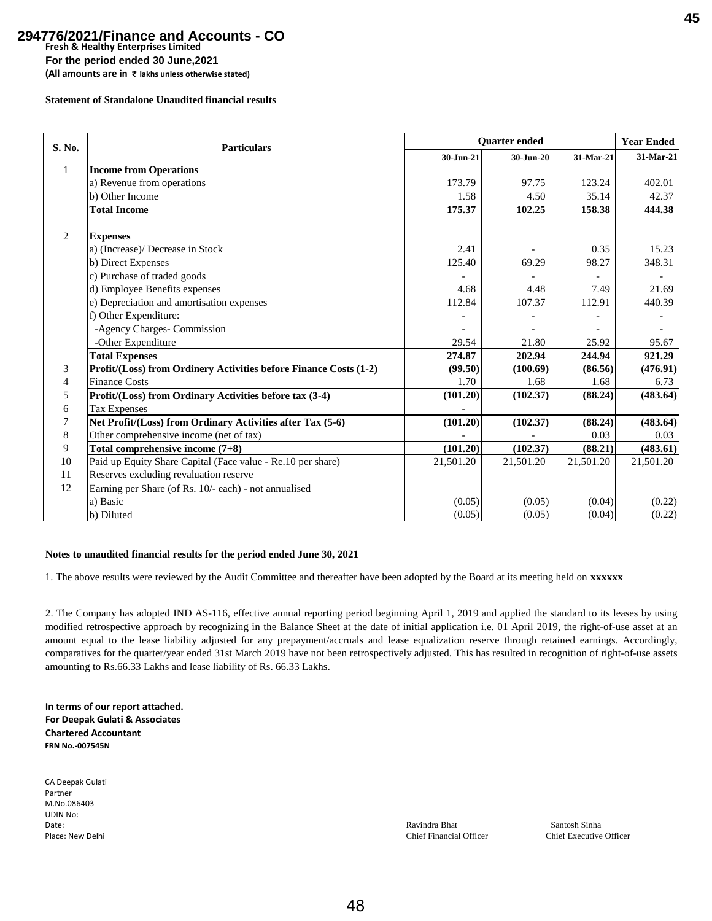**Fresh & Healthy Enterprises Limited**

**For the period ended 30 June,2021**

**(All amounts are in ₹ lakhs unless otherwise stated)**

**Statement of Standalone Unaudited financial results**

| S. No. | Particulars | Quarter ended | | | Year Ended |
|---|---|---|---|---|---|
| | | 30-Jun-21 | 30-Jun-20 | 31-Mar-21 | 31-Mar-21 |
| 1 | **Income from Operations** | | | | |
| | a) Revenue from operations | 173.79 | 97.75 | 123.24 | 402.01 |
| | b) Other Income | 1.58 | 4.50 | 35.14 | 42.37 |
| | **Total Income** | **175.37** | **102.25** | **158.38** | **444.38** |
| 2 | **Expenses** | | | | |
| | a) (Increase)/ Decrease in Stock | 2.41 | - | 0.35 | 15.23 |
| | b) Direct Expenses | 125.40 | 69.29 | 98.27 | 348.31 |
| | c) Purchase of traded goods | - | - | - | - |
| | d) Employee Benefits expenses | 4.68 | 4.48 | 7.49 | 21.69 |
| | e) Depreciation and amortisation expenses | 112.84 | 107.37 | 112.91 | 440.39 |
| | f) Other Expenditure: | - | - | - | - |
| | -Agency Charges- Commission | - | - | - | - |
| | -Other Expenditure | 29.54 | 21.80 | 25.92 | 95.67 |
| | **Total Expenses** | **274.87** | **202.94** | **244.94** | **921.29** |
| 3 | **Profit/(Loss) from Ordinery Activities before Finance Costs (1-2)** | **(99.50)** | **(100.69)** | **(86.56)** | **(476.91)** |
| 4 | Finance Costs | 1.70 | 1.68 | 1.68 | 6.73 |
| 5 | **Profit/(Loss) from Ordinary Activities before tax (3-4)** | **(101.20)** | **(102.37)** | **(88.24)** | **(483.64)** |
| 6 | Tax Expenses | - | | | |
| 7 | **Net Profit/(Loss) from Ordinary Activities after Tax (5-6)** | **(101.20)** | **(102.37)** | **(88.24)** | **(483.64)** |
| 8 | Other comprehensive income (net of tax) | - | - | 0.03 | 0.03 |
| 9 | **Total comprehensive income (7+8)** | **(101.20)** | **(102.37)** | **(88.21)** | **(483.61)** |
| 10 | Paid up Equity Share Capital (Face value - Re.10 per share) | 21,501.20 | 21,501.20 | 21,501.20 | 21,501.20 |
| 11 | Reserves excluding revaluation reserve | | | | |
| 12 | Earning per Share (of Rs. 10/- each) - not annualised | | | | |
| | a) Basic | (0.05) | (0.05) | (0.04) | (0.22) |
| | b) Diluted | (0.05) | (0.05) | (0.04) | (0.22) |

**Notes to unaudited financial results for the period ended June 30, 2021**

1. The above results were reviewed by the Audit Committee and thereafter have been adopted by the Board at its meeting held on **xxxxxx**

2. The Company has adopted IND AS-116, effective annual reporting period beginning April 1, 2019 and applied the standard to its leases by using modified retrospective approach by recognizing in the Balance Sheet at the date of initial application i.e. 01 April 2019, the right-of-use asset at an amount equal to the lease liability adjusted for any prepayment/accruals and lease equalization reserve through retained earnings. Accordingly, comparatives for the quarter/year ended 31st March 2019 have not been retrospectively adjusted. This has resulted in recognition of right-of-use assets amounting to Rs.66.33 Lakhs and lease liability of Rs. 66.33 Lakhs.

**In terms of our report attached.**
**For Deepak Gulati & Associates**
**Chartered Accountant**
**FRN No.-007545N**

CA Deepak Gulati
Partner
M.No.086403
UDIN No:
Date:
Place: New Delhi

Ravindra Bhat
Chief Financial Officer

Santosh Sinha
Chief Executive Officer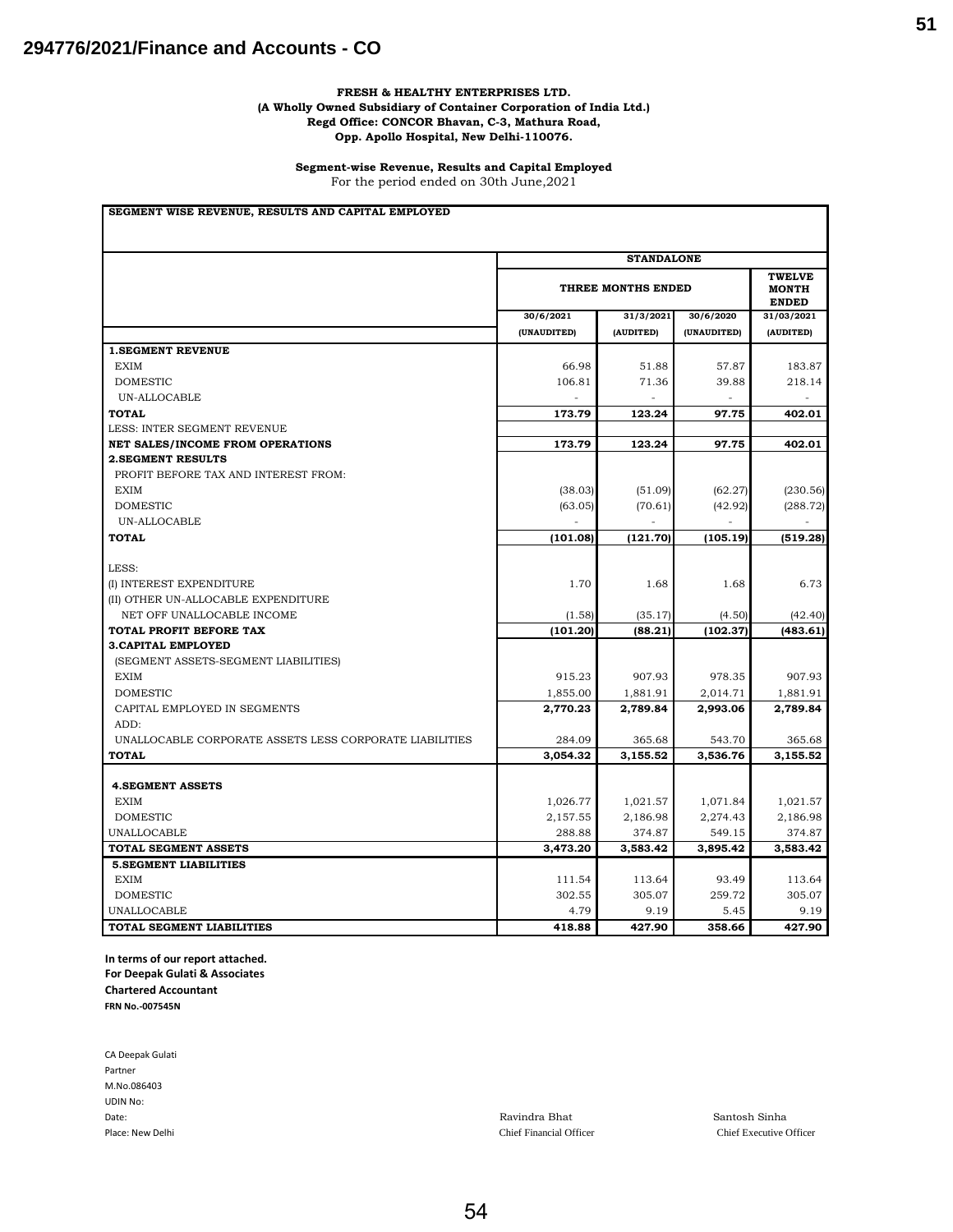**FRESH & HEALTHY ENTERPRISES LTD.**
**(A Wholly Owned Subsidiary of Container Corporation of India Ltd.)**
**Regd Office: CONCOR Bhavan, C-3, Mathura Road,**
**Opp. Apollo Hospital, New Delhi-110076.**

**Segment-wise Revenue, Results and Capital Employed**
For the period ended on 30th June,2021

| SEGMENT WISE REVENUE, RESULTS AND CAPITAL EMPLOYED | | | | |
|---|---|---|---|---|
| | STANDALONE | | | |
| | THREE MONTHS ENDED | | | TWELVE MONTH ENDED |
| | 30/6/2021 | 31/3/2021 | 30/6/2020 | 31/03/2021 |
| | (UNAUDITED) | (AUDITED) | (UNAUDITED) | (AUDITED) |
| **1.SEGMENT REVENUE** | | | | |
| EXIM | 66.98 | 51.88 | 57.87 | 183.87 |
| DOMESTIC | 106.81 | 71.36 | 39.88 | 218.14 |
| UN-ALLOCABLE | - | - | - | - |
| **TOTAL** | **173.79** | **123.24** | **97.75** | **402.01** |
| LESS: INTER SEGMENT REVENUE | | | | |
| **NET SALES/INCOME FROM OPERATIONS** | **173.79** | **123.24** | **97.75** | **402.01** |
| **2.SEGMENT RESULTS** | | | | |
| PROFIT BEFORE TAX AND INTEREST FROM: | | | | |
| EXIM | (38.03) | (51.09) | (62.27) | (230.56) |
| DOMESTIC | (63.05) | (70.61) | (42.92) | (288.72) |
| UN-ALLOCABLE | - | - | - | - |
| **TOTAL** | **(101.08)** | **(121.70)** | **(105.19)** | **(519.28)** |
| LESS: | | | | |
| (I) INTEREST EXPENDITURE | 1.70 | 1.68 | 1.68 | 6.73 |
| (II) OTHER UN-ALLOCABLE EXPENDITURE | | | | |
| NET OFF UNALLOCABLE INCOME | (1.58) | (35.17) | (4.50) | (42.40) |
| **TOTAL PROFIT BEFORE TAX** | **(101.20)** | **(88.21)** | **(102.37)** | **(483.61)** |
| **3.CAPITAL EMPLOYED** | | | | |
| (SEGMENT ASSETS-SEGMENT LIABILITIES) | | | | |
| EXIM | 915.23 | 907.93 | 978.35 | 907.93 |
| DOMESTIC | 1,855.00 | 1,881.91 | 2,014.71 | 1,881.91 |
| CAPITAL EMPLOYED IN SEGMENTS | **2,770.23** | **2,789.84** | **2,993.06** | **2,789.84** |
| ADD: | | | | |
| UNALLOCABLE CORPORATE ASSETS LESS CORPORATE LIABILITIES | 284.09 | 365.68 | 543.70 | 365.68 |
| **TOTAL** | **3,054.32** | **3,155.52** | **3,536.76** | **3,155.52** |
| **4.SEGMENT ASSETS** | | | | |
| EXIM | 1,026.77 | 1,021.57 | 1,071.84 | 1,021.57 |
| DOMESTIC | 2,157.55 | 2,186.98 | 2,274.43 | 2,186.98 |
| UNALLOCABLE | 288.88 | 374.87 | 549.15 | 374.87 |
| **TOTAL SEGMENT ASSETS** | **3,473.20** | **3,583.42** | **3,895.42** | **3,583.42** |
| **5.SEGMENT LIABILITIES** | | | | |
| EXIM | 111.54 | 113.64 | 93.49 | 113.64 |
| DOMESTIC | 302.55 | 305.07 | 259.72 | 305.07 |
| UNALLOCABLE | 4.79 | 9.19 | 5.45 | 9.19 |
| **TOTAL SEGMENT LIABILITIES** | **418.88** | **427.90** | **358.66** | **427.90** |

**In terms of our report attached.**
**For Deepak Gulati & Associates**
**Chartered Accountant**
**FRN No.-007545N**

CA Deepak Gulati
Partner
M.No.086403
UDIN No:
Date:
Place: New Delhi

Ravindra Bhat
Chief Financial Officer

Santosh Sinha
Chief Executive Officer